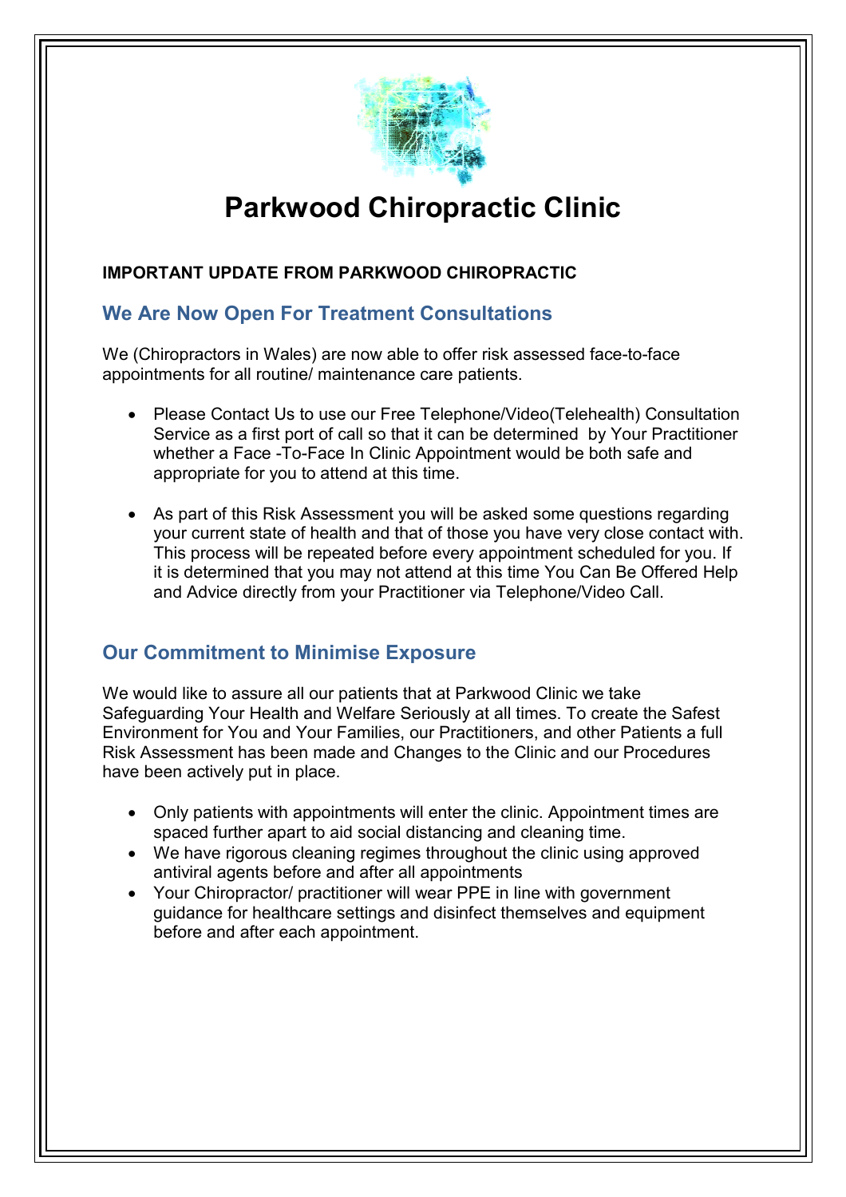# Parkwood Chiropractic Clinic

**IMPORTANT UPDATE FROM PARKWOOD CHIROPRACTIC**

## We Are Now Open For Treatment Consultations

We (Chiropractors in Wales) are now able to offer risk assessed face-to-face appointments for all routine/ maintenance care patients.

- Please Contact Us to use our Free Telephone/Video(Telehealth) Consultation Service as a first port of call so that it can be determined by Your Practitioner whether a Face -To-Face In Clinic Appointment would be both safe and appropriate for you to attend at this time.

- As part of this Risk Assessment you will be asked some questions regarding your current state of health and that of those you have very close contact with. This process will be repeated before every appointment scheduled for you. If it is determined that you may not attend at this time You Can Be Offered Help and Advice directly from your Practitioner via Telephone/Video Call.

## Our Commitment to Minimise Exposure

We would like to assure all our patients that at Parkwood Clinic we take Safeguarding Your Health and Welfare Seriously at all times. To create the Safest Environment for You and Your Families, our Practitioners, and other Patients a full Risk Assessment has been made and Changes to the Clinic and our Procedures have been actively put in place.

- Only patients with appointments will enter the clinic. Appointment times are spaced further apart to aid social distancing and cleaning time.
- We have rigorous cleaning regimes throughout the clinic using approved antiviral agents before and after all appointments
- Your Chiropractor/ practitioner will wear PPE in line with government guidance for healthcare settings and disinfect themselves and equipment before and after each appointment.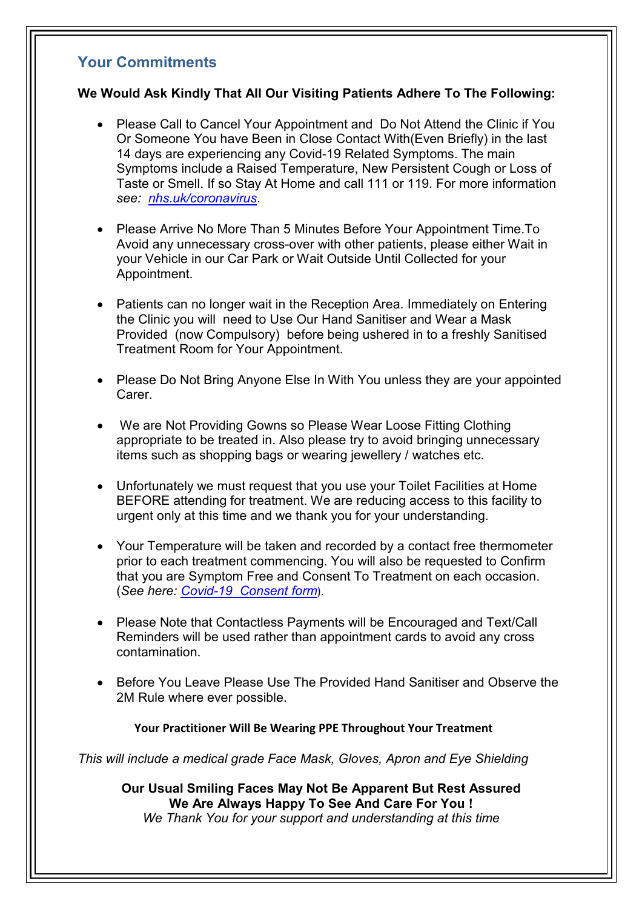## Your Commitments

**We Would Ask Kindly That All Our Visiting Patients Adhere To The Following:**

- Please Call to Cancel Your Appointment and Do Not Attend the Clinic if You Or Someone You have Been in Close Contact With(Even Briefly) in the last 14 days are experiencing any Covid-19 Related Symptoms. The main Symptoms include a Raised Temperature, New Persistent Cough or Loss of Taste or Smell. If so Stay At Home and call 111 or 119. For more information *see: nhs.uk/coronavirus*.

- Please Arrive No More Than 5 Minutes Before Your Appointment Time.To Avoid any unnecessary cross-over with other patients, please either Wait in your Vehicle in our Car Park or Wait Outside Until Collected for your Appointment.

- Patients can no longer wait in the Reception Area. Immediately on Entering the Clinic you will need to Use Our Hand Sanitiser and Wear a Mask Provided (now Compulsory) before being ushered in to a freshly Sanitised Treatment Room for Your Appointment.

- Please Do Not Bring Anyone Else In With You unless they are your appointed Carer.

- We are Not Providing Gowns so Please Wear Loose Fitting Clothing appropriate to be treated in. Also please try to avoid bringing unnecessary items such as shopping bags or wearing jewellery / watches etc.

- Unfortunately we must request that you use your Toilet Facilities at Home BEFORE attending for treatment. We are reducing access to this facility to urgent only at this time and we thank you for your understanding.

- Your Temperature will be taken and recorded by a contact free thermometer prior to each treatment commencing. You will also be requested to Confirm that you are Symptom Free and Consent To Treatment on each occasion. (*See here: Covid-19 Consent form*).

- Please Note that Contactless Payments will be Encouraged and Text/Call Reminders will be used rather than appointment cards to avoid any cross contamination.

- Before You Leave Please Use The Provided Hand Sanitiser and Observe the 2M Rule where ever possible.

**Your Practitioner Will Be Wearing PPE Throughout Your Treatment**

*This will include a medical grade Face Mask, Gloves, Apron and Eye Shielding*

**Our Usual Smiling Faces May Not Be Apparent But Rest Assured**
**We Are Always Happy To See And Care For You !**
*We Thank You for your support and understanding at this time*